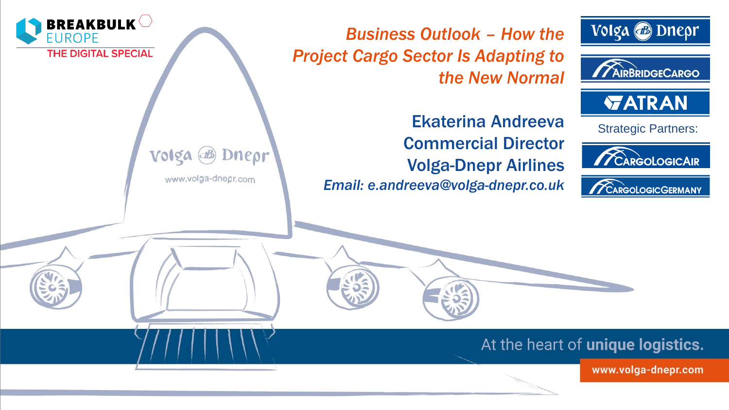BREAKBULK EUROPE

THE DIGITAL SPECIAL

# *Business Outlook – How the Project Cargo Sector Is Adapting to the New Normal*

**Ekaterina Andreeva**
**Commercial Director**
**Volga-Dnepr Airlines**
*Email: e.andreeva@volga-dnepr.co.uk*

Volga-Dnepr

AirBridgeCargo

ATRAN

Strategic Partners:

CargoLogicAir

CargoLogicGermany

Volga-Dnepr
www.volga-dnepr.com

At the heart of **unique logistics.**

**www.volga-dnepr.com**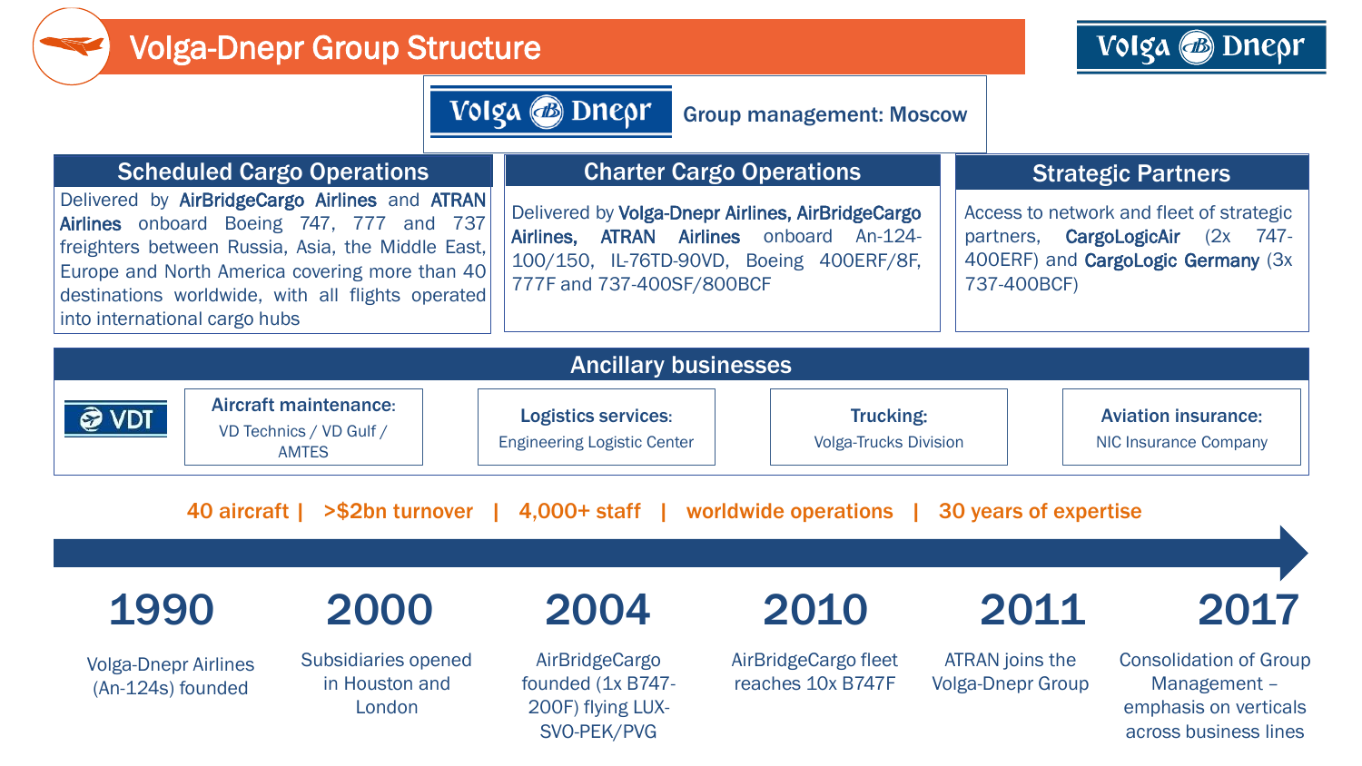# Volga-Dnepr Group Structure

Volga Dnepr — **Group management: Moscow**

## Scheduled Cargo Operations

Delivered by **AirBridgeCargo Airlines** and **ATRAN Airlines** onboard Boeing 747, 777 and 737 freighters between Russia, Asia, the Middle East, Europe and North America covering more than 40 destinations worldwide, with all flights operated into international cargo hubs

## Charter Cargo Operations

Delivered by **Volga-Dnepr Airlines, AirBridgeCargo Airlines, ATRAN Airlines** onboard An-124-100/150, IL-76TD-90VD, Boeing 400ERF/8F, 777F and 737-400SF/800BCF

## Strategic Partners

Access to network and fleet of strategic partners, **CargoLogicAir** (2x 747-400ERF) and **CargoLogic Germany** (3x 737-400BCF)

## Ancillary businesses

VDT

- **Aircraft maintenance:** VD Technics / VD Gulf / AMTES
- **Logistics services:** Engineering Logistic Center
- **Trucking:** Volga-Trucks Division
- **Aviation insurance:** NIC Insurance Company

40 aircraft | >$2bn turnover | 4,000+ staff | worldwide operations | 30 years of expertise

- **1990** – Volga-Dnepr Airlines (An-124s) founded
- **2000** – Subsidiaries opened in Houston and London
- **2004** – AirBridgeCargo founded (1x B747-200F) flying LUX-SVO-PEK/PVG
- **2010** – AirBridgeCargo fleet reaches 10x B747F
- **2011** – ATRAN joins the Volga-Dnepr Group
- **2017** – Consolidation of Group Management – emphasis on verticals across business lines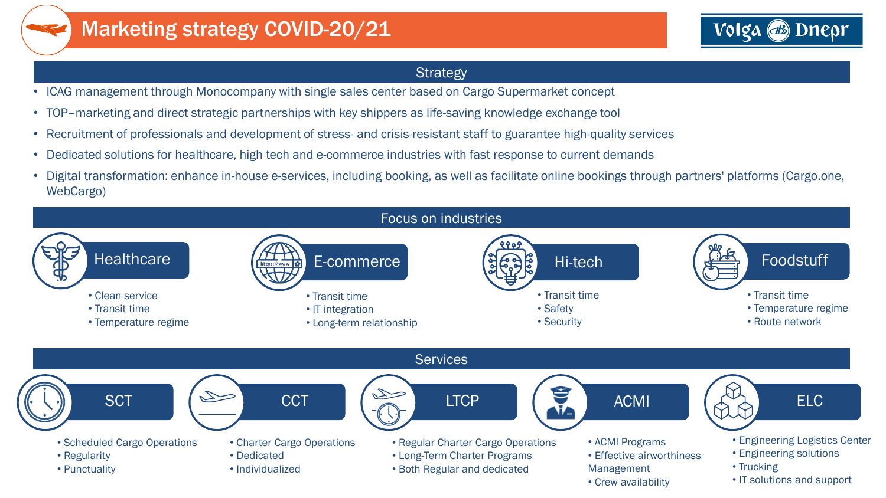# Marketing strategy COVID-20/21

Volga Dnepr

## Strategy

- ICAG management through Monocompany with single sales center based on Cargo Supermarket concept
- TOP–marketing and direct strategic partnerships with key shippers as life-saving knowledge exchange tool
- Recruitment of professionals and development of stress- and crisis-resistant staff to guarantee high-quality services
- Dedicated solutions for healthcare, high tech and e-commerce industries with fast response to current demands
- Digital transformation: enhance in-house e-services, including booking, as well as facilitate online bookings through partners' platforms (Cargo.one, WebCargo)

## Focus on industries

### Healthcare

- Clean service
- Transit time
- Temperature regime

### E-commerce

- Transit time
- IT integration
- Long-term relationship

### Hi-tech

- Transit time
- Safety
- Security

### Foodstuff

- Transit time
- Temperature regime
- Route network

## Services

### SCT

- Scheduled Cargo Operations
- Regularity
- Punctuality

### CCT

- Charter Cargo Operations
- Dedicated
- Individualized

### LTCP

- Regular Charter Cargo Operations
- Long-Term Charter Programs
- Both Regular and dedicated

### ACMI

- ACMI Programs
- Effective airworthiness Management
- Crew availability

### ELC

- Engineering Logistics Center
- Engineering solutions
- Trucking
- IT solutions and support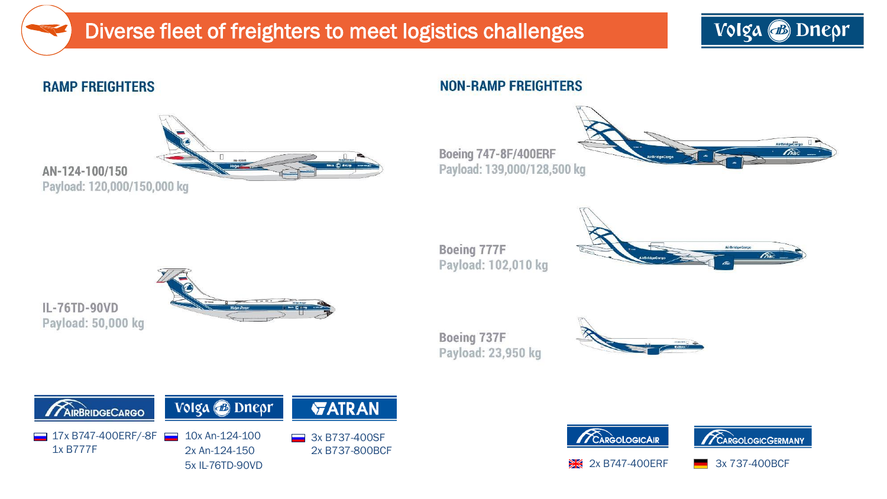# Diverse fleet of freighters to meet logistics challenges

Volga Dnepr

## RAMP FREIGHTERS

**AN-124-100/150**
Payload: 120,000/150,000 kg

**IL-76TD-90VD**
Payload: 50,000 kg

## NON-RAMP FREIGHTERS

**Boeing 747-8F/400ERF**
Payload: 139,000/128,500 kg

**Boeing 777F**
Payload: 102,010 kg

**Boeing 737F**
Payload: 23,950 kg

---

**AIRBRIDGECARGO**
- 17x B747-400ERF/-8F
- 1x B777F

**Volga Dnepr**
- 10x An-124-100
- 2x An-124-150
- 5x IL-76TD-90VD

**ATRAN**
- 3x B737-400SF
- 2x B737-800BCF

**CARGOLOGICAIR**
- 2x B747-400ERF

**CARGOLOGICGERMANY**
- 3x 737-400BCF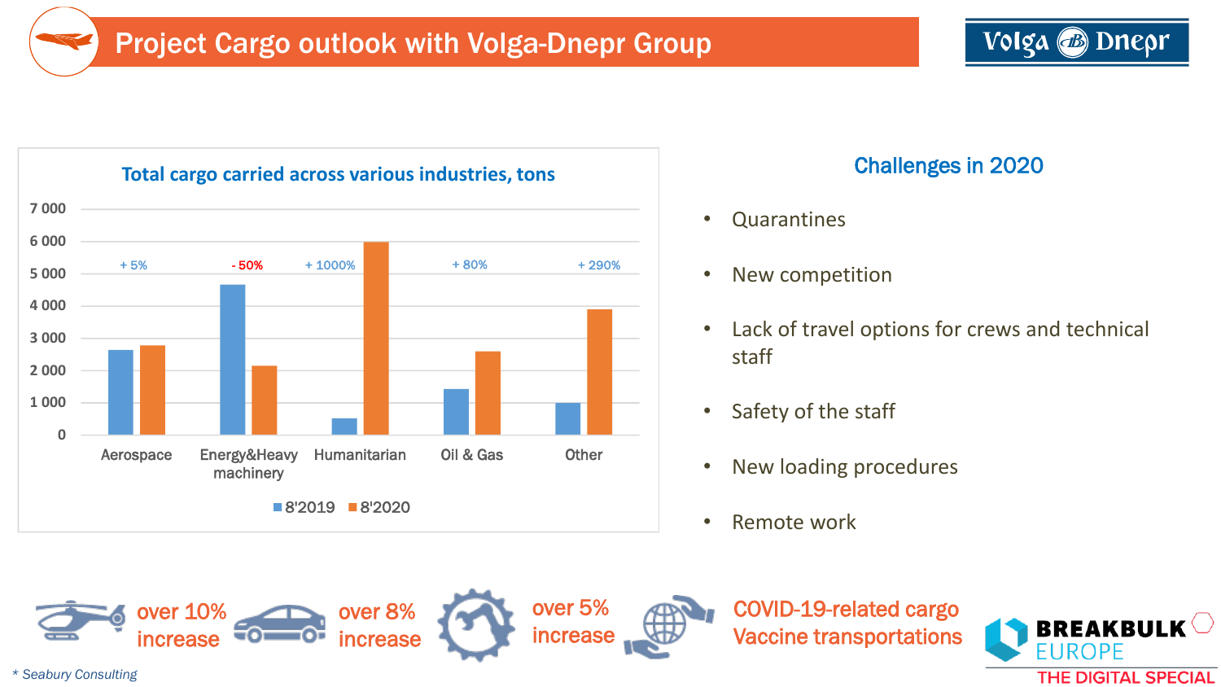# Project Cargo outlook with Volga-Dnepr Group

Volga Dnepr

## Total cargo carried across various industries, tons

7 000
6 000
5 000
4 000
3 000
2 000
1 000
0

+ 5% Aerospace
- 50% Energy&Heavy machinery
+ 1000% Humanitarian
+ 80% Oil & Gas
+ 290% Other

8'2019 8'2020

## Challenges in 2020

- Quarantines
- New competition
- Lack of travel options for crews and technical staff
- Safety of the staff
- New loading procedures
- Remote work

over 10% increase

over 8% increase

over 5% increase

COVID-19-related cargo
Vaccine transportations

*\* Seabury Consulting*

BREAKBULK EUROPE
THE DIGITAL SPECIAL